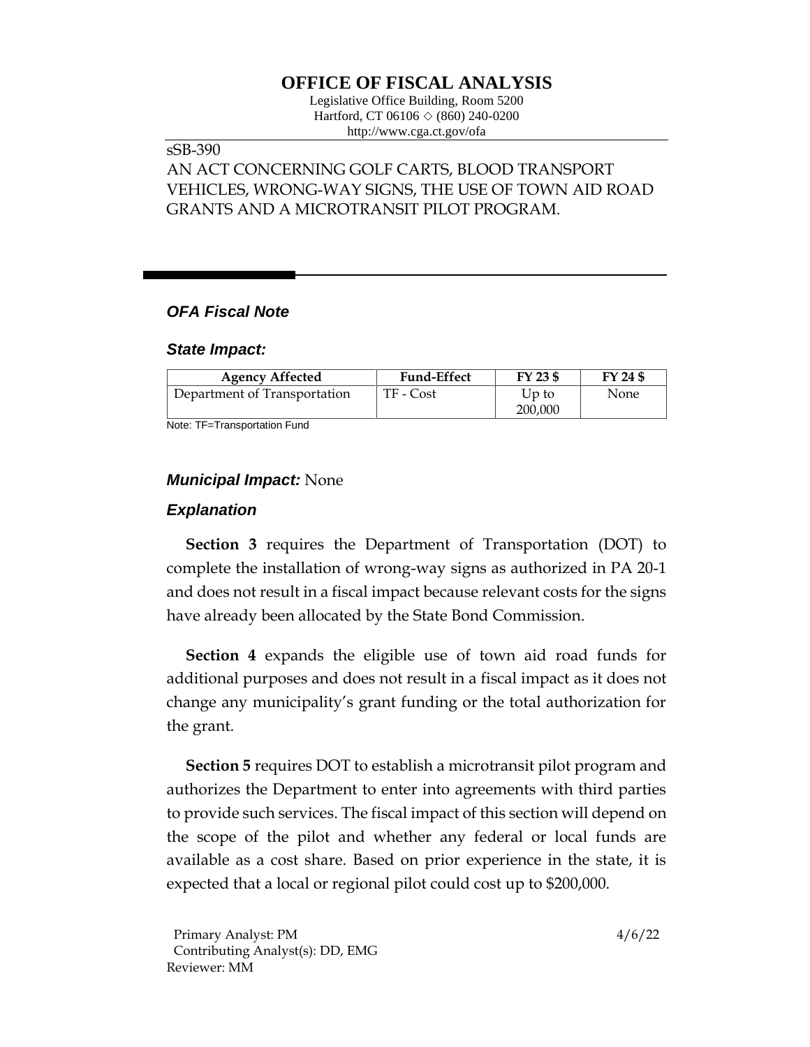# OFFICE OF FISCAL ANALYSIS

Legislative Office Building, Room 5200
Hartford, CT 06106 ◇ (860) 240-0200
http://www.cga.ct.gov/ofa

sSB-390

AN ACT CONCERNING GOLF CARTS, BLOOD TRANSPORT VEHICLES, WRONG-WAY SIGNS, THE USE OF TOWN AID ROAD GRANTS AND A MICROTRANSIT PILOT PROGRAM.

## *OFA Fiscal Note*

### *State Impact:*

| Agency Affected | Fund-Effect | FY 23 $ | FY 24 $ |
|---|---|---|---|
| Department of Transportation | TF - Cost | Up to 200,000 | None |

Note: TF=Transportation Fund

### *Municipal Impact:* None

### *Explanation*

**Section 3** requires the Department of Transportation (DOT) to complete the installation of wrong-way signs as authorized in PA 20-1 and does not result in a fiscal impact because relevant costs for the signs have already been allocated by the State Bond Commission.

**Section 4** expands the eligible use of town aid road funds for additional purposes and does not result in a fiscal impact as it does not change any municipality's grant funding or the total authorization for the grant.

**Section 5** requires DOT to establish a microtransit pilot program and authorizes the Department to enter into agreements with third parties to provide such services. The fiscal impact of this section will depend on the scope of the pilot and whether any federal or local funds are available as a cost share. Based on prior experience in the state, it is expected that a local or regional pilot could cost up to $200,000.

Primary Analyst: PM
Contributing Analyst(s): DD, EMG
Reviewer: MM

4/6/22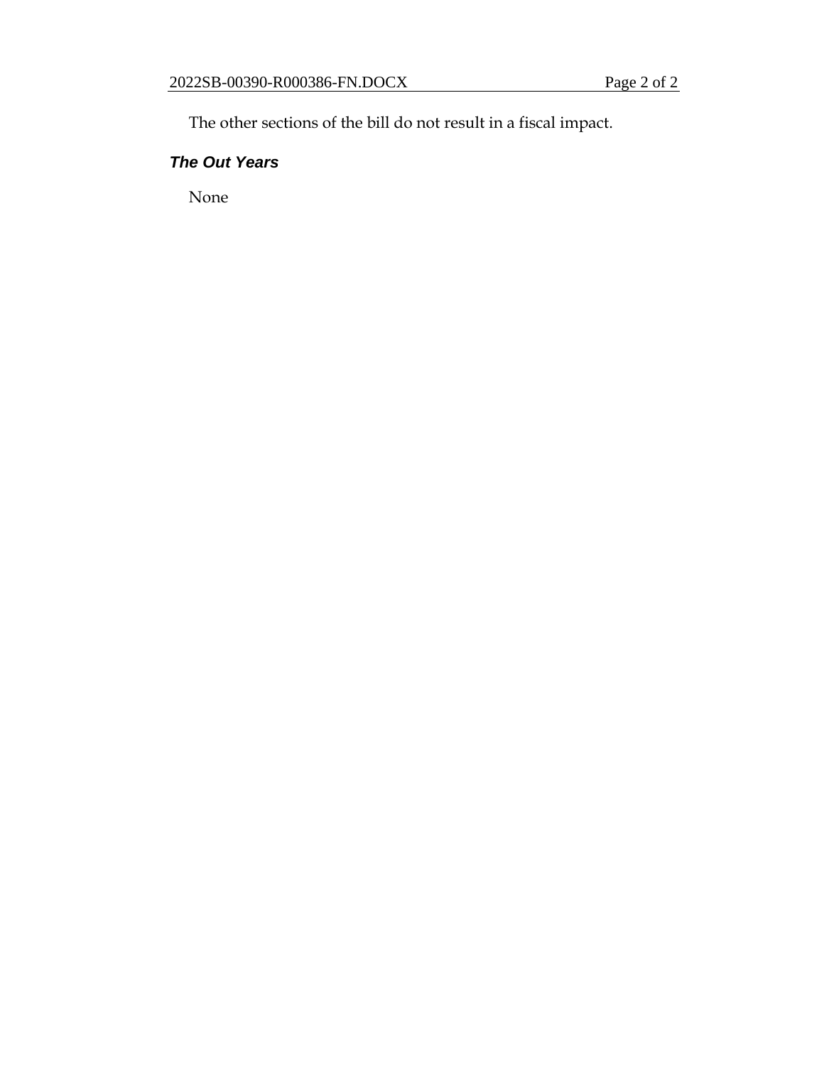The other sections of the bill do not result in a fiscal impact.

***The Out Years***

None